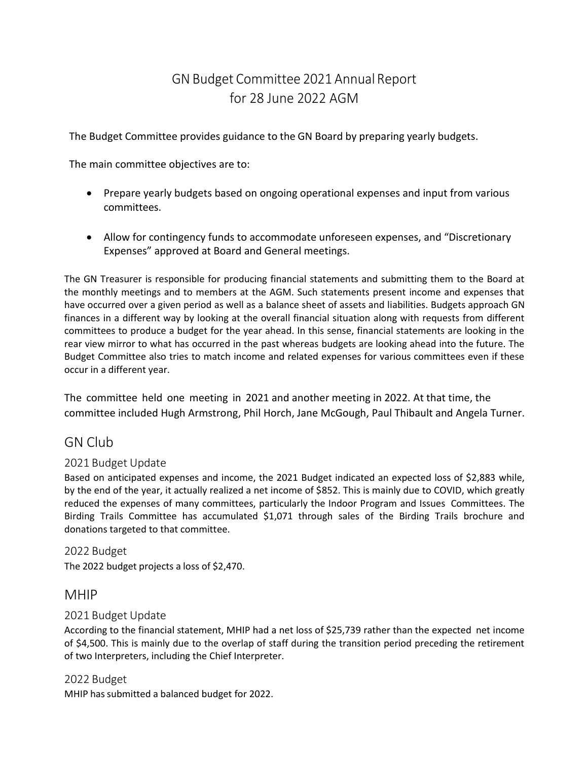# GN Budget Committee 2021 Annual Report for 28 June 2022 AGM

The Budget Committee provides guidance to the GN Board by preparing yearly budgets.

The main committee objectives are to:

- Prepare yearly budgets based on ongoing operational expenses and input from various committees.
- Allow for contingency funds to accommodate unforeseen expenses, and "Discretionary Expenses" approved at Board and General meetings.

The GN Treasurer is responsible for producing financial statements and submitting them to the Board at the monthly meetings and to members at the AGM. Such statements present income and expenses that have occurred over a given period as well as a balance sheet of assets and liabilities. Budgets approach GN finances in a different way by looking at the overall financial situation along with requests from different committees to produce a budget for the year ahead. In this sense, financial statements are looking in the rear view mirror to what has occurred in the past whereas budgets are looking ahead into the future. The Budget Committee also tries to match income and related expenses for various committees even if these occur in a different year.

The committee held one meeting in 2021 and another meeting in 2022. At that time, the committee included Hugh Armstrong, Phil Horch, Jane McGough, Paul Thibault and Angela Turner.

## GN Club

### 2021 Budget Update

Based on anticipated expenses and income, the 2021 Budget indicated an expected loss of $2,883 while, by the end of the year, it actually realized a net income of $852. This is mainly due to COVID, which greatly reduced the expenses of many committees, particularly the Indoor Program and Issues Committees. The Birding Trails Committee has accumulated $1,071 through sales of the Birding Trails brochure and donations targeted to that committee.

### 2022 Budget

The 2022 budget projects a loss of $2,470.

## MHIP

### 2021 Budget Update

According to the financial statement, MHIP had a net loss of $25,739 rather than the expected net income of $4,500. This is mainly due to the overlap of staff during the transition period preceding the retirement of two Interpreters, including the Chief Interpreter.

### 2022 Budget

MHIP has submitted a balanced budget for 2022.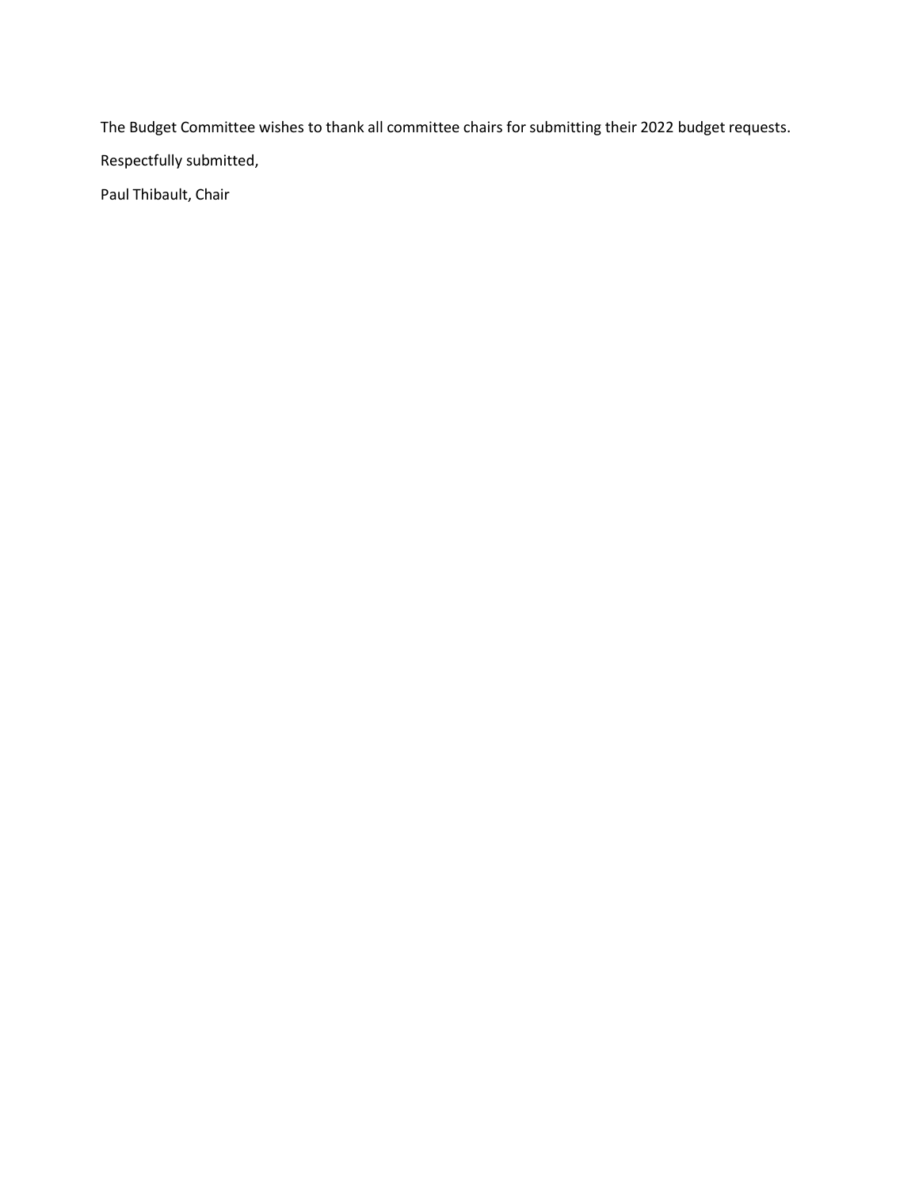The Budget Committee wishes to thank all committee chairs for submitting their 2022 budget requests.

Respectfully submitted,

Paul Thibault, Chair